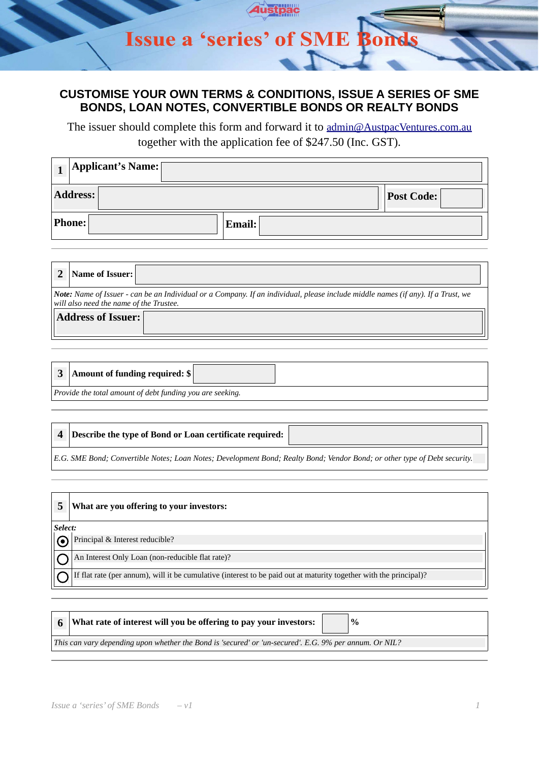# Issue a 'series' of SME Bonds

## CUSTOMISE YOUR OWN TERMS & CONDITIONS, ISSUE A SERIES OF SME BONDS, LOAN NOTES, CONVERTIBLE BONDS OR REALTY BONDS

The issuer should complete this form and forward it to admin@AustpacVentures.com.au together with the application fee of $247.50 (Inc. GST).

| **1** | **Applicant's Name:** | | |
|---|---|---|---|
| **Address:** | | **Post Code:** | |
| **Phone:** | | **Email:** | |

---

| **2** | **Name of Issuer:** | |
|---|---|---|

***Note:*** *Name of Issuer - can be an Individual or a Company. If an individual, please include middle names (if any). If a Trust, we will also need the name of the Trustee.*

| **Address of Issuer:** | |
|---|---|

---

| **3** | **Amount of funding required: $** | |
|---|---|---|

*Provide the total amount of debt funding you are seeking.*

---

| **4** | **Describe the type of Bond or Loan certificate required:** | |
|---|---|---|

*E.G. SME Bond; Convertible Notes; Loan Notes; Development Bond; Realty Bond; Vendor Bond; or other type of Debt security.*

---

**5 What are you offering to your investors:**

*Select:*

- (●) Principal & Interest reducible?
- ( ) An Interest Only Loan (non-reducible flat rate)?
- ( ) If flat rate (per annum), will it be cumulative (interest to be paid out at maturity together with the principal)?

---

| **6** | **What rate of interest will you be offering to pay your investors:** | | **%** |
|---|---|---|---|

*This can vary depending upon whether the Bond is 'secured' or 'un-secured'. E.G. 9% per annum. Or NIL?*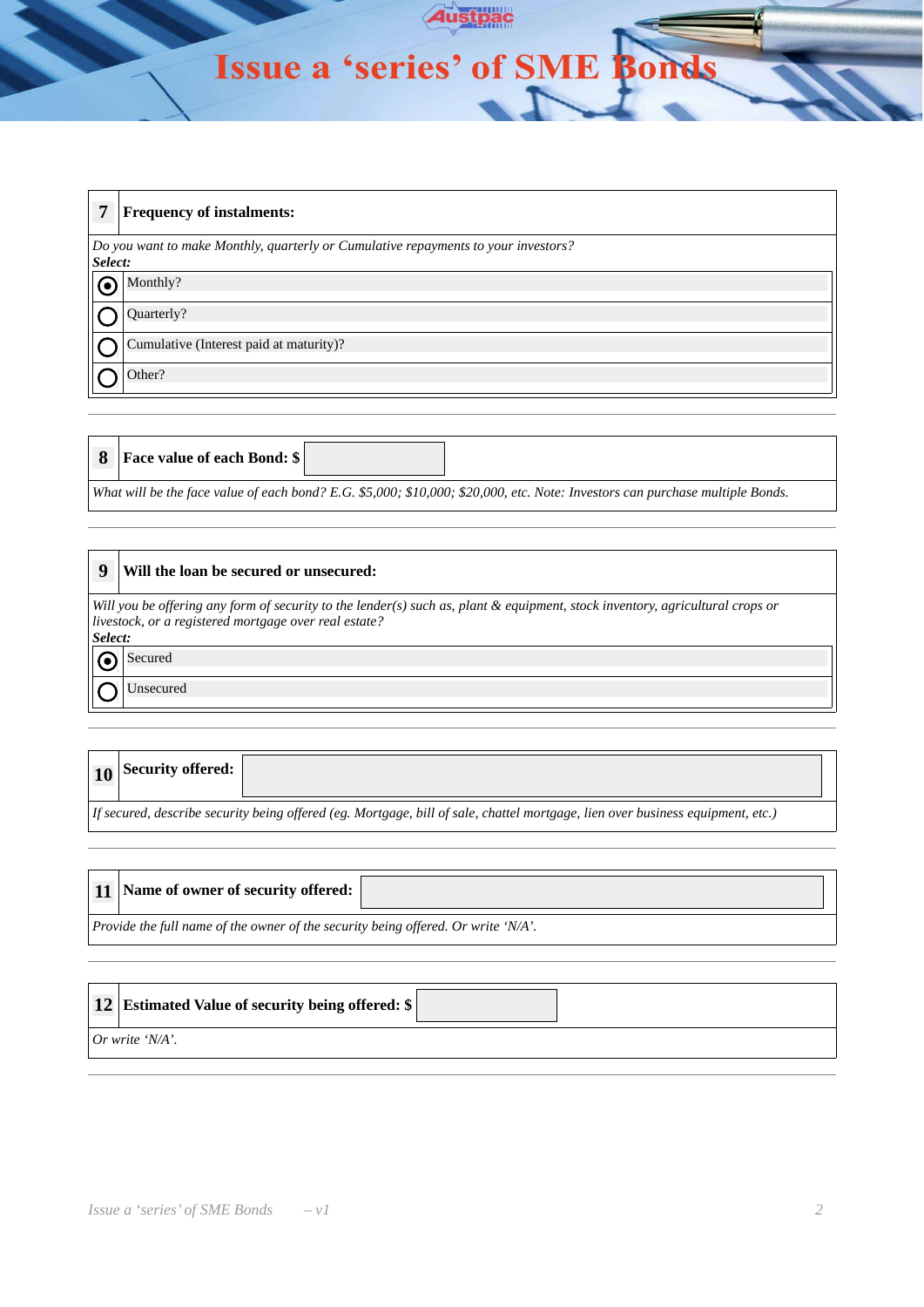# Issue a 'series' of SME Bonds

## 7 Frequency of instalments:

*Do you want to make Monthly, quarterly or Cumulative repayments to your investors?*
***Select:***

- (●) Monthly?
- ( ) Quarterly?
- ( ) Cumulative (Interest paid at maturity)?
- ( ) Other?

---

## 8 Face value of each Bond: $

*What will be the face value of each bond? E.G. $5,000; $10,000; $20,000, etc. Note: Investors can purchase multiple Bonds.*

---

## 9 Will the loan be secured or unsecured:

*Will you be offering any form of security to the lender(s) such as, plant & equipment, stock inventory, agricultural crops or livestock, or a registered mortgage over real estate?*
***Select:***

- (●) Secured
- ( ) Unsecured

---

## 10 Security offered:

*If secured, describe security being offered (eg. Mortgage, bill of sale, chattel mortgage, lien over business equipment, etc.)*

---

## 11 Name of owner of security offered:

*Provide the full name of the owner of the security being offered. Or write 'N/A'.*

---

## 12 Estimated Value of security being offered: $

*Or write 'N/A'.*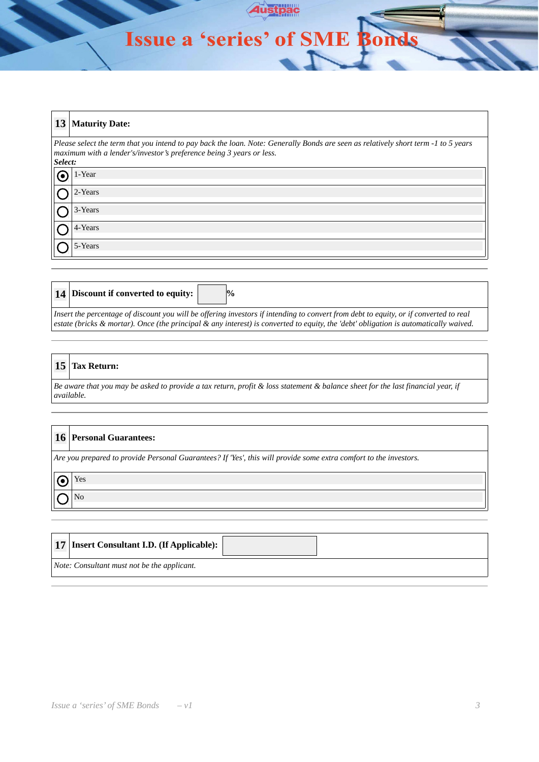# Issue a 'series' of SME Bonds

## 13 Maturity Date:

*Please select the term that you intend to pay back the loan. Note: Generally Bonds are seen as relatively short term -1 to 5 years maximum with a lender's/investor's preference being 3 years or less.*

***Select:***

- [x] 1-Year
- [ ] 2-Years
- [ ] 3-Years
- [ ] 4-Years
- [ ] 5-Years

## 14 Discount if converted to equity: ____ %

*Insert the percentage of discount you will be offering investors if intending to convert from debt to equity, or if converted to real estate (bricks & mortar). Once (the principal & any interest) is converted to equity, the 'debt' obligation is automatically waived.*

## 15 Tax Return:

*Be aware that you may be asked to provide a tax return, profit & loss statement & balance sheet for the last financial year, if available.*

## 16 Personal Guarantees:

*Are you prepared to provide Personal Guarantees? If 'Yes', this will provide some extra comfort to the investors.*

- [x] Yes
- [ ] No

## 17 Insert Consultant I.D. (If Applicable): ____

*Note: Consultant must not be the applicant.*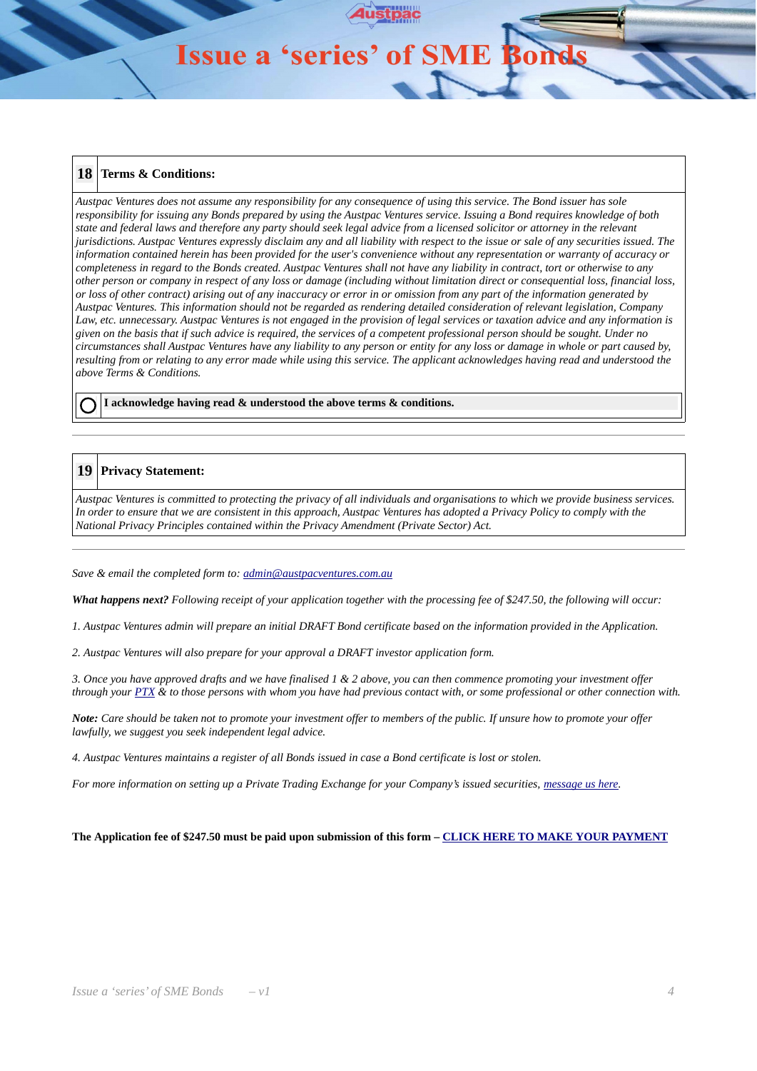# Issue a 'series' of SME Bonds

## 18 Terms & Conditions:

*Austpac Ventures does not assume any responsibility for any consequence of using this service. The Bond issuer has sole responsibility for issuing any Bonds prepared by using the Austpac Ventures service. Issuing a Bond requires knowledge of both state and federal laws and therefore any party should seek legal advice from a licensed solicitor or attorney in the relevant jurisdictions. Austpac Ventures expressly disclaim any and all liability with respect to the issue or sale of any securities issued. The information contained herein has been provided for the user's convenience without any representation or warranty of accuracy or completeness in regard to the Bonds created. Austpac Ventures shall not have any liability in contract, tort or otherwise to any other person or company in respect of any loss or damage (including without limitation direct or consequential loss, financial loss, or loss of other contract) arising out of any inaccuracy or error in or omission from any part of the information generated by Austpac Ventures. This information should not be regarded as rendering detailed consideration of relevant legislation, Company Law, etc. unnecessary. Austpac Ventures is not engaged in the provision of legal services or taxation advice and any information is given on the basis that if such advice is required, the services of a competent professional person should be sought. Under no circumstances shall Austpac Ventures have any liability to any person or entity for any loss or damage in whole or part caused by, resulting from or relating to any error made while using this service. The applicant acknowledges having read and understood the above Terms & Conditions.*

○ **I acknowledge having read & understood the above terms & conditions.**

---

## 19 Privacy Statement:

*Austpac Ventures is committed to protecting the privacy of all individuals and organisations to which we provide business services. In order to ensure that we are consistent in this approach, Austpac Ventures has adopted a Privacy Policy to comply with the National Privacy Principles contained within the Privacy Amendment (Private Sector) Act.*

---

*Save & email the completed form to: admin@austpacventures.com.au*

***What happens next?** Following receipt of your application together with the processing fee of $247.50, the following will occur:*

*1. Austpac Ventures admin will prepare an initial DRAFT Bond certificate based on the information provided in the Application.*

*2. Austpac Ventures will also prepare for your approval a DRAFT investor application form.*

*3. Once you have approved drafts and we have finalised 1 & 2 above, you can then commence promoting your investment offer through your PTX & to those persons with whom you have had previous contact with, or some professional or other connection with.*

***Note:** Care should be taken not to promote your investment offer to members of the public. If unsure how to promote your offer lawfully, we suggest you seek independent legal advice.*

*4. Austpac Ventures maintains a register of all Bonds issued in case a Bond certificate is lost or stolen.*

*For more information on setting up a Private Trading Exchange for your Company's issued securities, message us here.*

**The Application fee of $247.50 must be paid upon submission of this form – CLICK HERE TO MAKE YOUR PAYMENT**